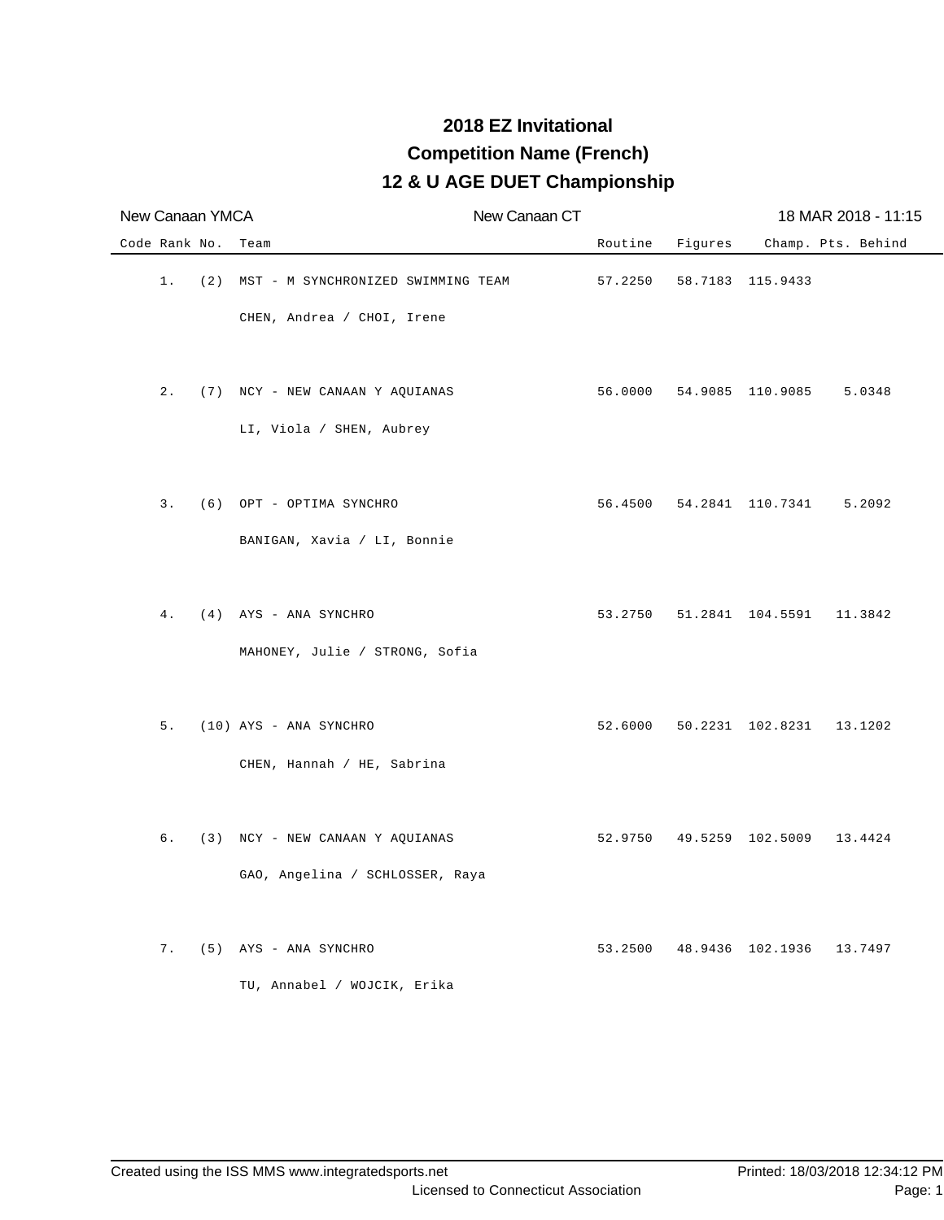# 2018 EZ Invitational

## Competition Name (French)

## 12 & U AGE DUET Championship

New Canaan YMCA | New Canaan CT | 18 MAR 2018 - 11:15

| Code | Rank | No. | Team | Routine | Figures | Champ. Pts. | Behind |
|---|---|---|---|---|---|---|---|
| | 1. | (2) | MST - M SYNCHRONIZED SWIMMING TEAM | 57.2250 | 58.7183 | 115.9433 | |
| | | | CHEN, Andrea / CHOI, Irene | | | | |
| | 2. | (7) | NCY - NEW CANAAN Y AQUIANAS | 56.0000 | 54.9085 | 110.9085 | 5.0348 |
| | | | LI, Viola / SHEN, Aubrey | | | | |
| | 3. | (6) | OPT - OPTIMA SYNCHRO | 56.4500 | 54.2841 | 110.7341 | 5.2092 |
| | | | BANIGAN, Xavia / LI, Bonnie | | | | |
| | 4. | (4) | AYS - ANA SYNCHRO | 53.2750 | 51.2841 | 104.5591 | 11.3842 |
| | | | MAHONEY, Julie / STRONG, Sofia | | | | |
| | 5. | (10) | AYS - ANA SYNCHRO | 52.6000 | 50.2231 | 102.8231 | 13.1202 |
| | | | CHEN, Hannah / HE, Sabrina | | | | |
| | 6. | (3) | NCY - NEW CANAAN Y AQUIANAS | 52.9750 | 49.5259 | 102.5009 | 13.4424 |
| | | | GAO, Angelina / SCHLOSSER, Raya | | | | |
| | 7. | (5) | AYS - ANA SYNCHRO | 53.2500 | 48.9436 | 102.1936 | 13.7497 |
| | | | TU, Annabel / WOJCIK, Erika | | | | |

Created using the ISS MMS www.integratedsports.net

Licensed to Connecticut Association

Printed: 18/03/2018 12:34:12 PM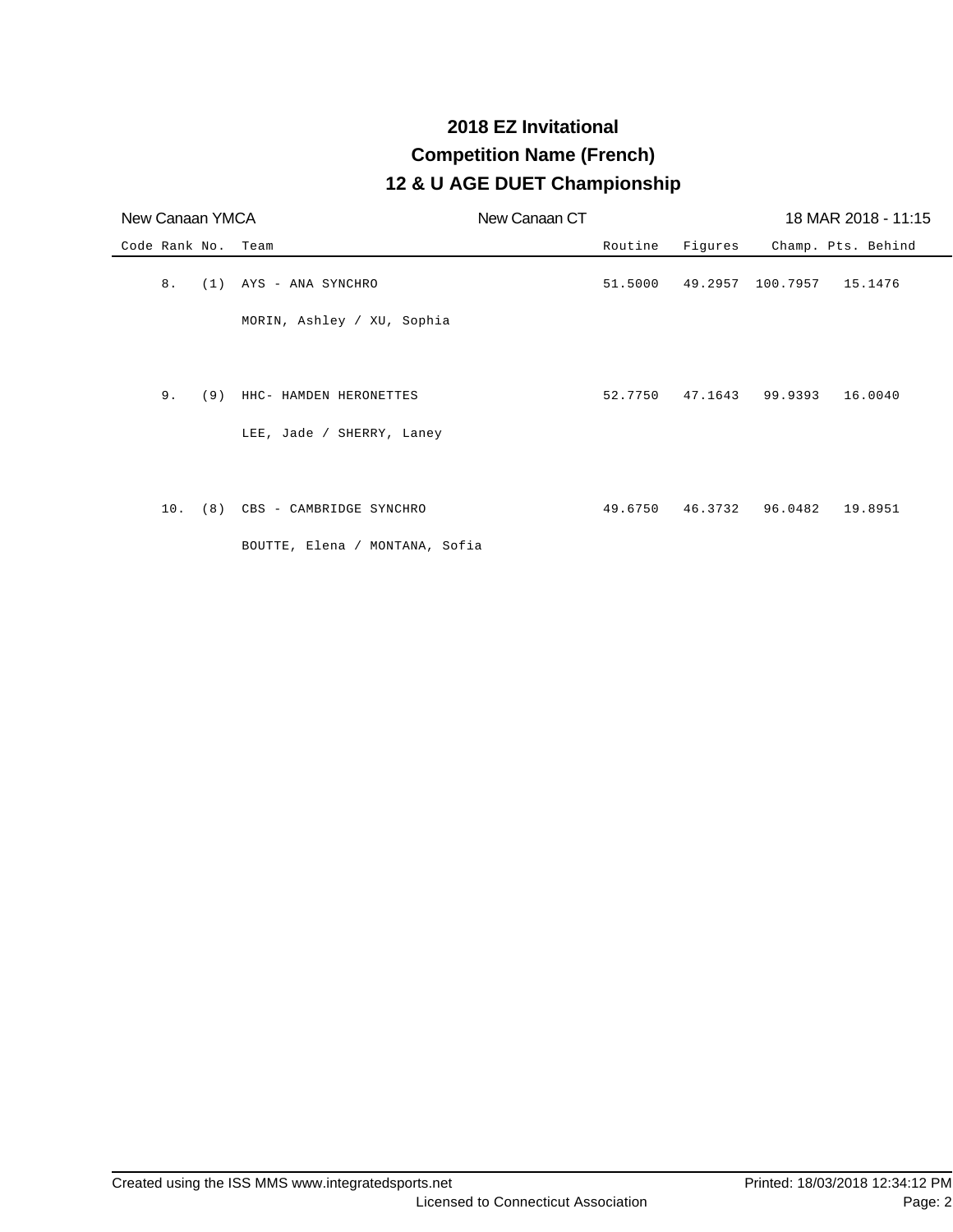# 2018 EZ Invitational

## Competition Name (French)

## 12 & U AGE DUET Championship

New Canaan YMCA | New Canaan CT | 18 MAR 2018 - 11:15

| Code | Rank | No. | Team | Routine | Figures | Champ. Pts. | Behind |
|---|---|---|---|---|---|---|---|
| | 8. | (1) | AYS - ANA SYNCHRO | 51.5000 | 49.2957 | 100.7957 | 15.1476 |
| | | | MORIN, Ashley / XU, Sophia | | | | |
| | 9. | (9) | HHC- HAMDEN HERONETTES | 52.7750 | 47.1643 | 99.9393 | 16.0040 |
| | | | LEE, Jade / SHERRY, Laney | | | | |
| | 10. | (8) | CBS - CAMBRIDGE SYNCHRO | 49.6750 | 46.3732 | 96.0482 | 19.8951 |
| | | | BOUTTE, Elena / MONTANA, Sofia | | | | |

Created using the ISS MMS www.integratedsports.net

Printed: 18/03/2018 12:34:12 PM

Licensed to Connecticut Association